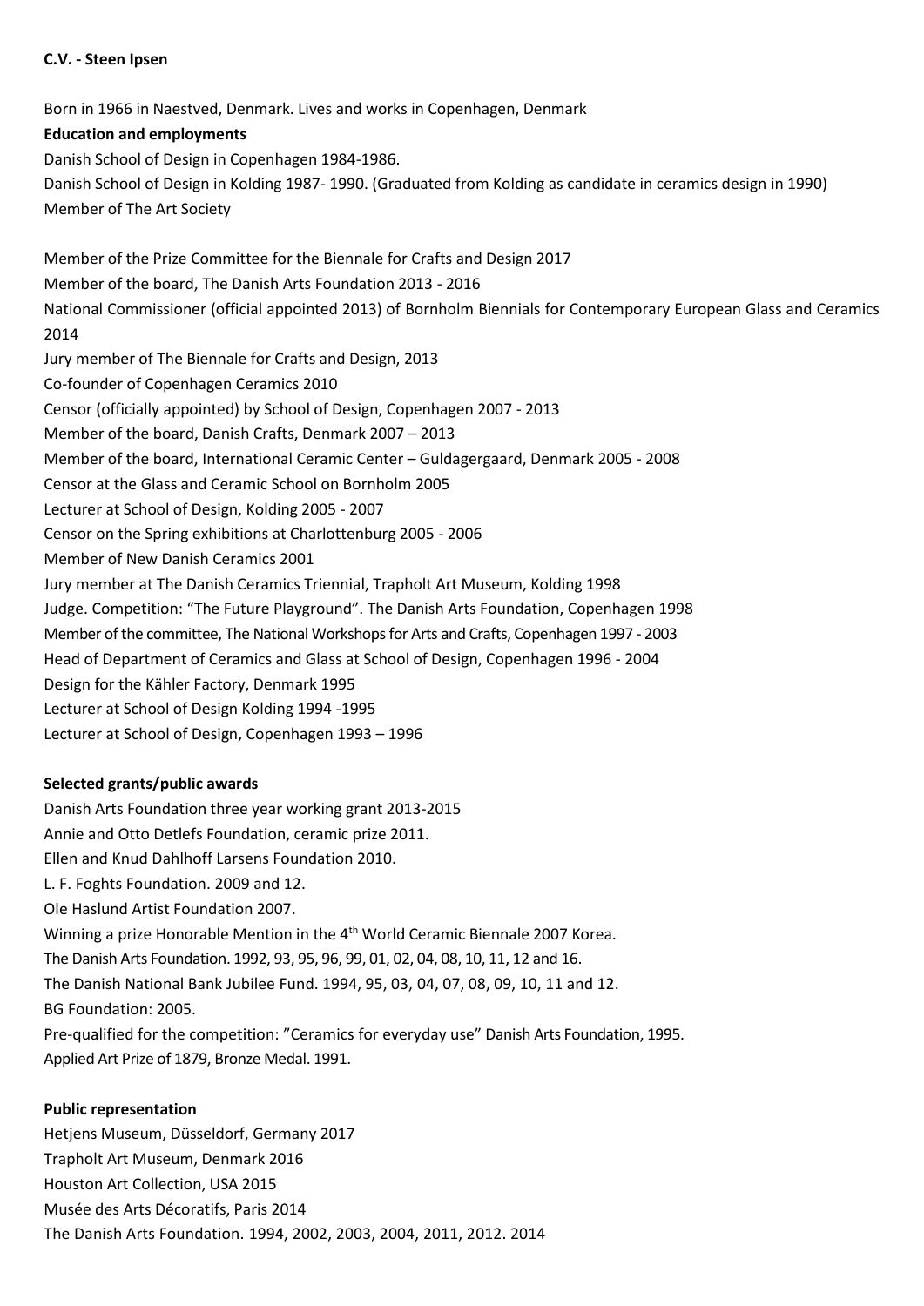**C.V. - Steen Ipsen**

Born in 1966 in Naestved, Denmark. Lives and works in Copenhagen, Denmark

**Education and employments**

Danish School of Design in Copenhagen 1984-1986.
Danish School of Design in Kolding 1987- 1990. (Graduated from Kolding as candidate in ceramics design in 1990)
Member of The Art Society

Member of the Prize Committee for the Biennale for Crafts and Design 2017
Member of the board, The Danish Arts Foundation 2013 - 2016
National Commissioner (official appointed 2013) of Bornholm Biennials for Contemporary European Glass and Ceramics 2014
Jury member of The Biennale for Crafts and Design, 2013
Co-founder of Copenhagen Ceramics 2010
Censor (officially appointed) by School of Design, Copenhagen 2007 - 2013
Member of the board, Danish Crafts, Denmark 2007 – 2013
Member of the board, International Ceramic Center – Guldagergaard, Denmark 2005 - 2008
Censor at the Glass and Ceramic School on Bornholm 2005
Lecturer at School of Design, Kolding 2005 - 2007
Censor on the Spring exhibitions at Charlottenburg 2005 - 2006
Member of New Danish Ceramics 2001
Jury member at The Danish Ceramics Triennial, Trapholt Art Museum, Kolding 1998
Judge. Competition: "The Future Playground". The Danish Arts Foundation, Copenhagen 1998
Member of the committee, The National Workshops for Arts and Crafts, Copenhagen 1997 - 2003
Head of Department of Ceramics and Glass at School of Design, Copenhagen 1996 - 2004
Design for the Kähler Factory, Denmark 1995
Lecturer at School of Design Kolding 1994 -1995
Lecturer at School of Design, Copenhagen 1993 – 1996

**Selected grants/public awards**

Danish Arts Foundation three year working grant 2013-2015
Annie and Otto Detlefs Foundation, ceramic prize 2011.
Ellen and Knud Dahlhoff Larsens Foundation 2010.
L. F. Foghts Foundation. 2009 and 12.
Ole Haslund Artist Foundation 2007.
Winning a prize Honorable Mention in the 4th World Ceramic Biennale 2007 Korea.
The Danish Arts Foundation. 1992, 93, 95, 96, 99, 01, 02, 04, 08, 10, 11, 12 and 16.
The Danish National Bank Jubilee Fund. 1994, 95, 03, 04, 07, 08, 09, 10, 11 and 12.
BG Foundation: 2005.
Pre-qualified for the competition: "Ceramics for everyday use" Danish Arts Foundation, 1995.
Applied Art Prize of 1879, Bronze Medal. 1991.

**Public representation**

Hetjens Museum, Düsseldorf, Germany 2017
Trapholt Art Museum, Denmark 2016
Houston Art Collection, USA 2015
Musée des Arts Décoratifs, Paris 2014
The Danish Arts Foundation. 1994, 2002, 2003, 2004, 2011, 2012. 2014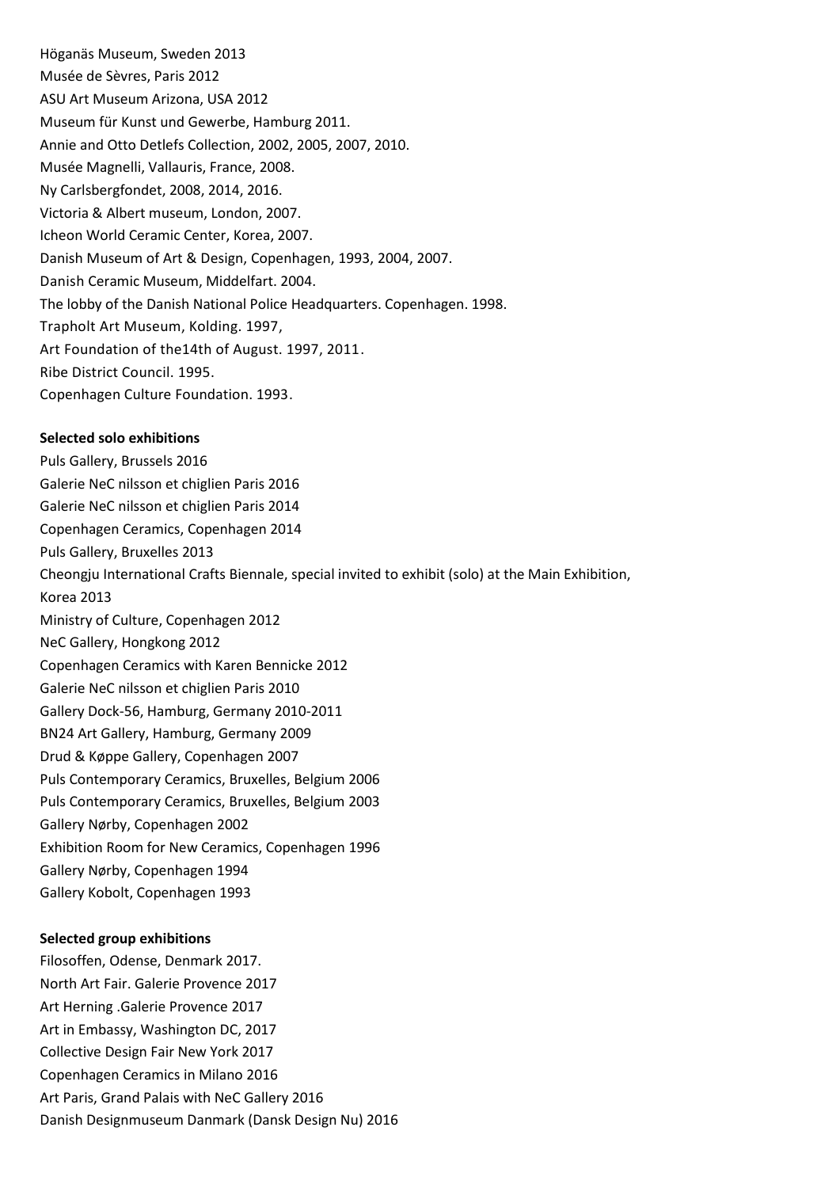Höganäs Museum, Sweden 2013
Musée de Sèvres, Paris 2012
ASU Art Museum Arizona, USA 2012
Museum für Kunst und Gewerbe, Hamburg 2011.
Annie and Otto Detlefs Collection, 2002, 2005, 2007, 2010.
Musée Magnelli, Vallauris, France, 2008.
Ny Carlsbergfondet, 2008, 2014, 2016.
Victoria & Albert museum, London, 2007.
Icheon World Ceramic Center, Korea, 2007.
Danish Museum of Art & Design, Copenhagen, 1993, 2004, 2007.
Danish Ceramic Museum, Middelfart. 2004.
The lobby of the Danish National Police Headquarters. Copenhagen. 1998.
Trapholt Art Museum, Kolding. 1997,
Art Foundation of the14th of August. 1997, 2011.
Ribe District Council. 1995.
Copenhagen Culture Foundation. 1993.

**Selected solo exhibitions**

Puls Gallery, Brussels 2016
Galerie NeC nilsson et chiglien Paris 2016
Galerie NeC nilsson et chiglien Paris 2014
Copenhagen Ceramics, Copenhagen 2014
Puls Gallery, Bruxelles 2013
Cheongju International Crafts Biennale, special invited to exhibit (solo) at the Main Exhibition, Korea 2013
Ministry of Culture, Copenhagen 2012
NeC Gallery, Hongkong 2012
Copenhagen Ceramics with Karen Bennicke 2012
Galerie NeC nilsson et chiglien Paris 2010
Gallery Dock-56, Hamburg, Germany 2010-2011
BN24 Art Gallery, Hamburg, Germany 2009
Drud & Køppe Gallery, Copenhagen 2007
Puls Contemporary Ceramics, Bruxelles, Belgium 2006
Puls Contemporary Ceramics, Bruxelles, Belgium 2003
Gallery Nørby, Copenhagen 2002
Exhibition Room for New Ceramics, Copenhagen 1996
Gallery Nørby, Copenhagen 1994
Gallery Kobolt, Copenhagen 1993

**Selected group exhibitions**

Filosoffen, Odense, Denmark 2017.
North Art Fair. Galerie Provence 2017
Art Herning .Galerie Provence 2017
Art in Embassy, Washington DC, 2017
Collective Design Fair New York 2017
Copenhagen Ceramics in Milano 2016
Art Paris, Grand Palais with NeC Gallery 2016
Danish Designmuseum Danmark (Dansk Design Nu) 2016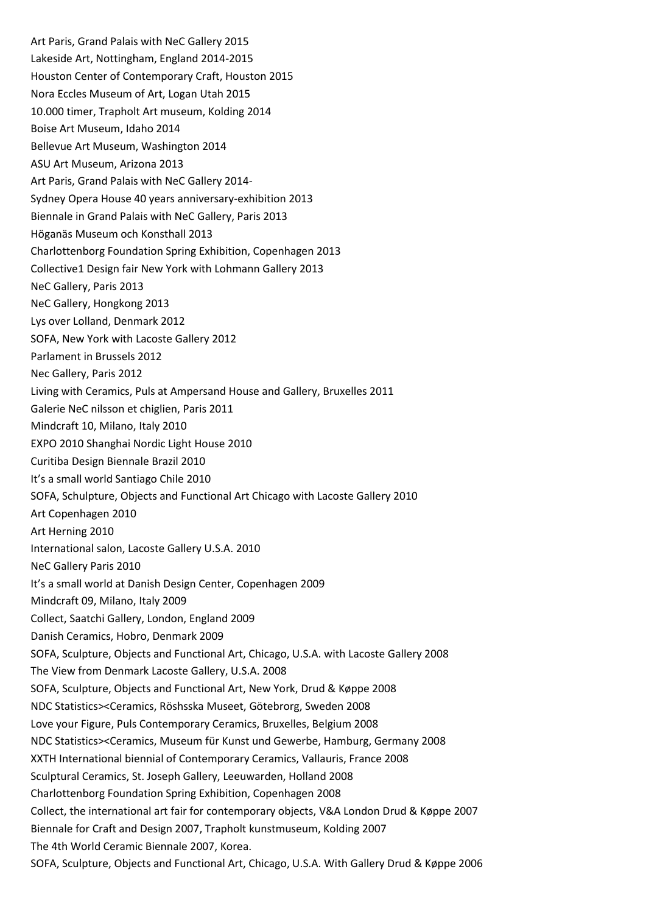Art Paris, Grand Palais with NeC Gallery 2015

Lakeside Art, Nottingham, England 2014-2015

Houston Center of Contemporary Craft, Houston 2015

Nora Eccles Museum of Art, Logan Utah 2015

10.000 timer, Trapholt Art museum, Kolding 2014

Boise Art Museum, Idaho 2014

Bellevue Art Museum, Washington 2014

ASU Art Museum, Arizona 2013

Art Paris, Grand Palais with NeC Gallery 2014-

Sydney Opera House 40 years anniversary-exhibition 2013

Biennale in Grand Palais with NeC Gallery, Paris 2013

Höganäs Museum och Konsthall 2013

Charlottenborg Foundation Spring Exhibition, Copenhagen 2013

Collective1 Design fair New York with Lohmann Gallery 2013

NeC Gallery, Paris 2013

NeC Gallery, Hongkong 2013

Lys over Lolland, Denmark 2012

SOFA, New York with Lacoste Gallery 2012

Parlament in Brussels 2012

Nec Gallery, Paris 2012

Living with Ceramics, Puls at Ampersand House and Gallery, Bruxelles 2011

Galerie NeC nilsson et chiglien, Paris 2011

Mindcraft 10, Milano, Italy 2010

EXPO 2010 Shanghai Nordic Light House 2010

Curitiba Design Biennale Brazil 2010

It's a small world Santiago Chile 2010

SOFA, Schulpture, Objects and Functional Art Chicago with Lacoste Gallery 2010

Art Copenhagen 2010

Art Herning 2010

International salon, Lacoste Gallery U.S.A. 2010

NeC Gallery Paris 2010

It's a small world at Danish Design Center, Copenhagen 2009

Mindcraft 09, Milano, Italy 2009

Collect, Saatchi Gallery, London, England 2009

Danish Ceramics, Hobro, Denmark 2009

SOFA, Sculpture, Objects and Functional Art, Chicago, U.S.A. with Lacoste Gallery 2008

The View from Denmark Lacoste Gallery, U.S.A. 2008

SOFA, Sculpture, Objects and Functional Art, New York, Drud & Køppe 2008

NDC Statistics><Ceramics, Röshsska Museet, Götebrorg, Sweden 2008

Love your Figure, Puls Contemporary Ceramics, Bruxelles, Belgium 2008

NDC Statistics><Ceramics, Museum für Kunst und Gewerbe, Hamburg, Germany 2008

XXTH International biennial of Contemporary Ceramics, Vallauris, France 2008

Sculptural Ceramics, St. Joseph Gallery, Leeuwarden, Holland 2008

Charlottenborg Foundation Spring Exhibition, Copenhagen 2008

Collect, the international art fair for contemporary objects, V&A London Drud & Køppe 2007

Biennale for Craft and Design 2007, Trapholt kunstmuseum, Kolding 2007

The 4th World Ceramic Biennale 2007, Korea.

SOFA, Sculpture, Objects and Functional Art, Chicago, U.S.A. With Gallery Drud & Køppe 2006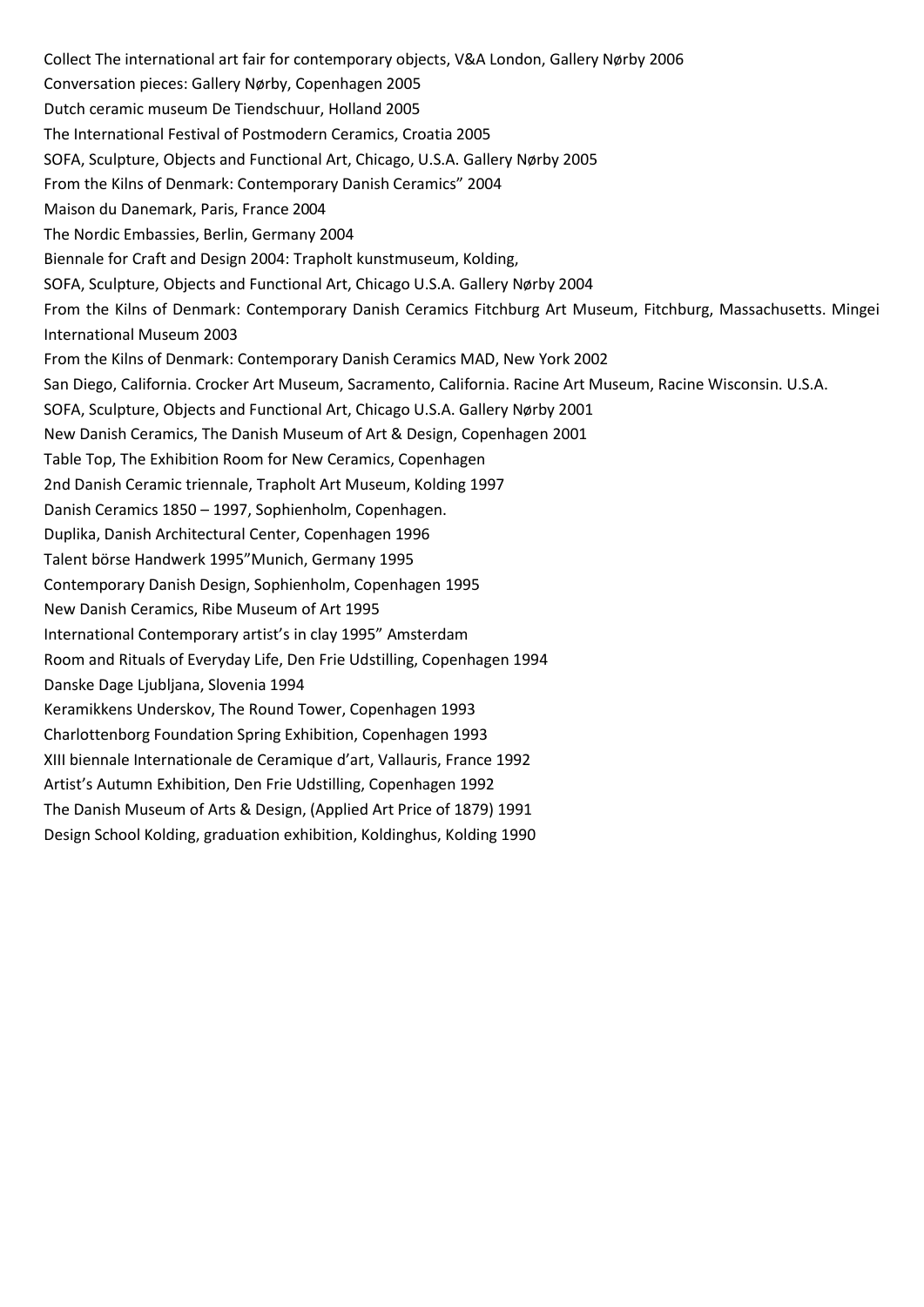Collect The international art fair for contemporary objects, V&A London, Gallery Nørby 2006

Conversation pieces: Gallery Nørby, Copenhagen 2005

Dutch ceramic museum De Tiendschuur, Holland 2005

The International Festival of Postmodern Ceramics, Croatia 2005

SOFA, Sculpture, Objects and Functional Art, Chicago, U.S.A. Gallery Nørby 2005

From the Kilns of Denmark: Contemporary Danish Ceramics" 2004

Maison du Danemark, Paris, France 2004

The Nordic Embassies, Berlin, Germany 2004

Biennale for Craft and Design 2004: Trapholt kunstmuseum, Kolding,

SOFA, Sculpture, Objects and Functional Art, Chicago U.S.A. Gallery Nørby 2004

From the Kilns of Denmark: Contemporary Danish Ceramics Fitchburg Art Museum, Fitchburg, Massachusetts. Mingei International Museum 2003

From the Kilns of Denmark: Contemporary Danish Ceramics MAD, New York 2002

San Diego, California. Crocker Art Museum, Sacramento, California. Racine Art Museum, Racine Wisconsin. U.S.A.

SOFA, Sculpture, Objects and Functional Art, Chicago U.S.A. Gallery Nørby 2001

New Danish Ceramics, The Danish Museum of Art & Design, Copenhagen 2001

Table Top, The Exhibition Room for New Ceramics, Copenhagen

2nd Danish Ceramic triennale, Trapholt Art Museum, Kolding 1997

Danish Ceramics 1850 – 1997, Sophienholm, Copenhagen.

Duplika, Danish Architectural Center, Copenhagen 1996

Talent börse Handwerk 1995"Munich, Germany 1995

Contemporary Danish Design, Sophienholm, Copenhagen 1995

New Danish Ceramics, Ribe Museum of Art 1995

International Contemporary artist's in clay 1995" Amsterdam

Room and Rituals of Everyday Life, Den Frie Udstilling, Copenhagen 1994

Danske Dage Ljubljana, Slovenia 1994

Keramikkens Underskov, The Round Tower, Copenhagen 1993

Charlottenborg Foundation Spring Exhibition, Copenhagen 1993

XIII biennale Internationale de Ceramique d'art, Vallauris, France 1992

Artist's Autumn Exhibition, Den Frie Udstilling, Copenhagen 1992

The Danish Museum of Arts & Design, (Applied Art Price of 1879) 1991

Design School Kolding, graduation exhibition, Koldinghus, Kolding 1990